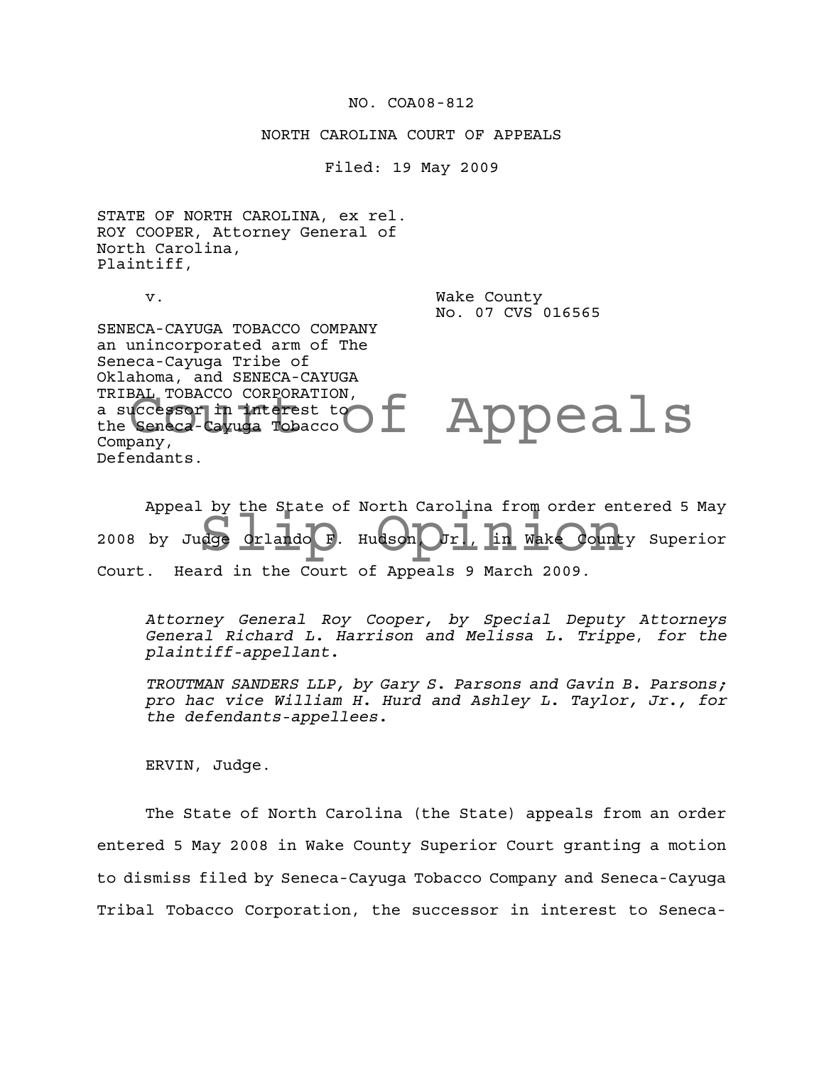NO. COA08-812

NORTH CAROLINA COURT OF APPEALS

Filed: 19 May 2009

STATE OF NORTH CAROLINA, ex rel.
ROY COOPER, Attorney General of
North Carolina,
Plaintiff,

v.

Wake County
No. 07 CVS 016565

SENECA-CAYUGA TOBACCO COMPANY
an unincorporated arm of The
Seneca-Cayuga Tribe of
Oklahoma, and SENECA-CAYUGA
TRIBAL TOBACCO CORPORATION,
a successor in interest to
the Seneca-Cayuga Tobacco
Company,
Defendants.

Appeal by the State of North Carolina from order entered 5 May 2008 by Judge Orlando F. Hudson, Jr., in Wake County Superior Court. Heard in the Court of Appeals 9 March 2009.

*Attorney General Roy Cooper, by Special Deputy Attorneys General Richard L. Harrison and Melissa L. Trippe, for the plaintiff-appellant.*

*TROUTMAN SANDERS LLP, by Gary S. Parsons and Gavin B. Parsons; pro hac vice William H. Hurd and Ashley L. Taylor, Jr., for the defendants-appellees.*

ERVIN, Judge.

The State of North Carolina (the State) appeals from an order entered 5 May 2008 in Wake County Superior Court granting a motion to dismiss filed by Seneca-Cayuga Tobacco Company and Seneca-Cayuga Tribal Tobacco Corporation, the successor in interest to Seneca-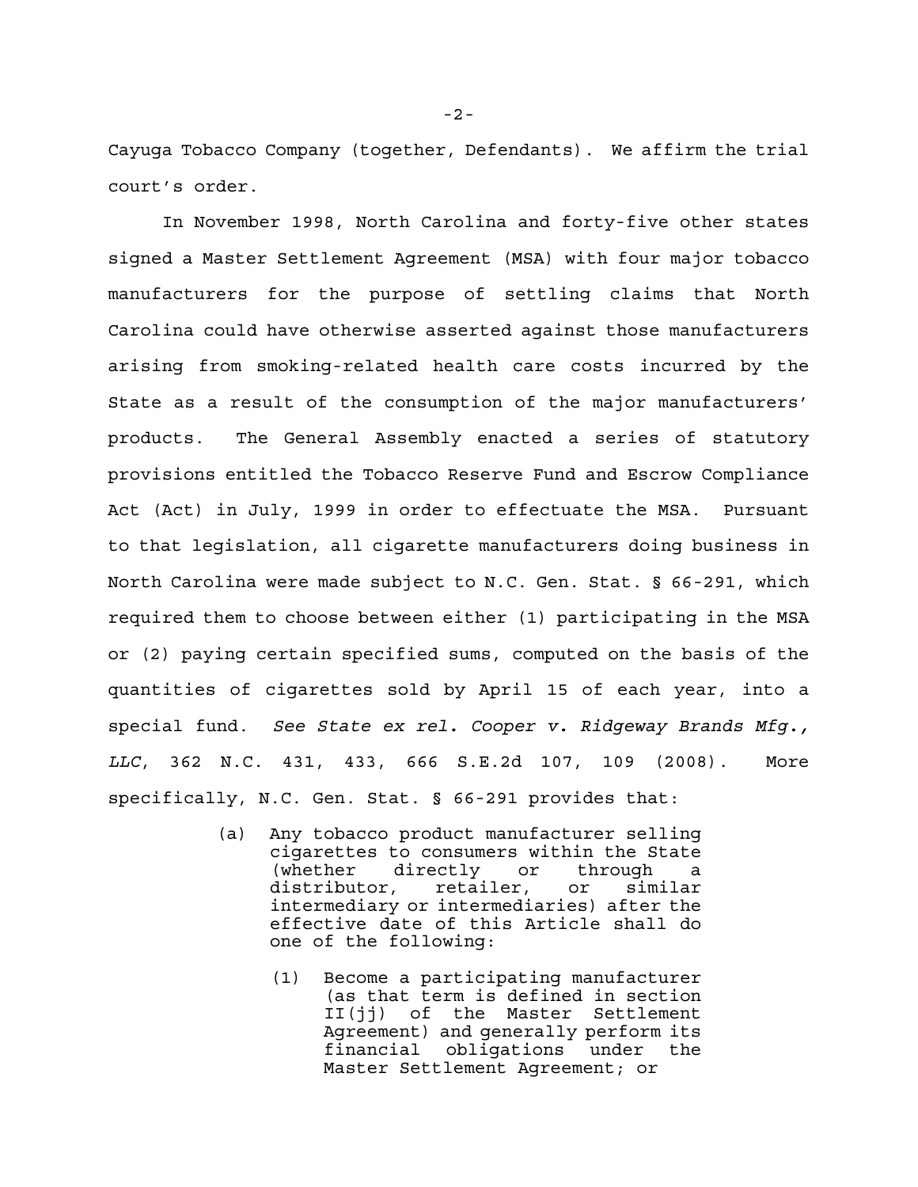Cayuga Tobacco Company (together, Defendants). We affirm the trial court's order.

In November 1998, North Carolina and forty-five other states signed a Master Settlement Agreement (MSA) with four major tobacco manufacturers for the purpose of settling claims that North Carolina could have otherwise asserted against those manufacturers arising from smoking-related health care costs incurred by the State as a result of the consumption of the major manufacturers' products. The General Assembly enacted a series of statutory provisions entitled the Tobacco Reserve Fund and Escrow Compliance Act (Act) in July, 1999 in order to effectuate the MSA. Pursuant to that legislation, all cigarette manufacturers doing business in North Carolina were made subject to N.C. Gen. Stat. § 66-291, which required them to choose between either (1) participating in the MSA or (2) paying certain specified sums, computed on the basis of the quantities of cigarettes sold by April 15 of each year, into a special fund. *See State ex rel. Cooper v. Ridgeway Brands Mfg., LLC*, 362 N.C. 431, 433, 666 S.E.2d 107, 109 (2008). More specifically, N.C. Gen. Stat. § 66-291 provides that:

> (a) Any tobacco product manufacturer selling cigarettes to consumers within the State (whether directly or through a distributor, retailer, or similar intermediary or intermediaries) after the effective date of this Article shall do one of the following:
>
> (1) Become a participating manufacturer (as that term is defined in section II(jj) of the Master Settlement Agreement) and generally perform its financial obligations under the Master Settlement Agreement; or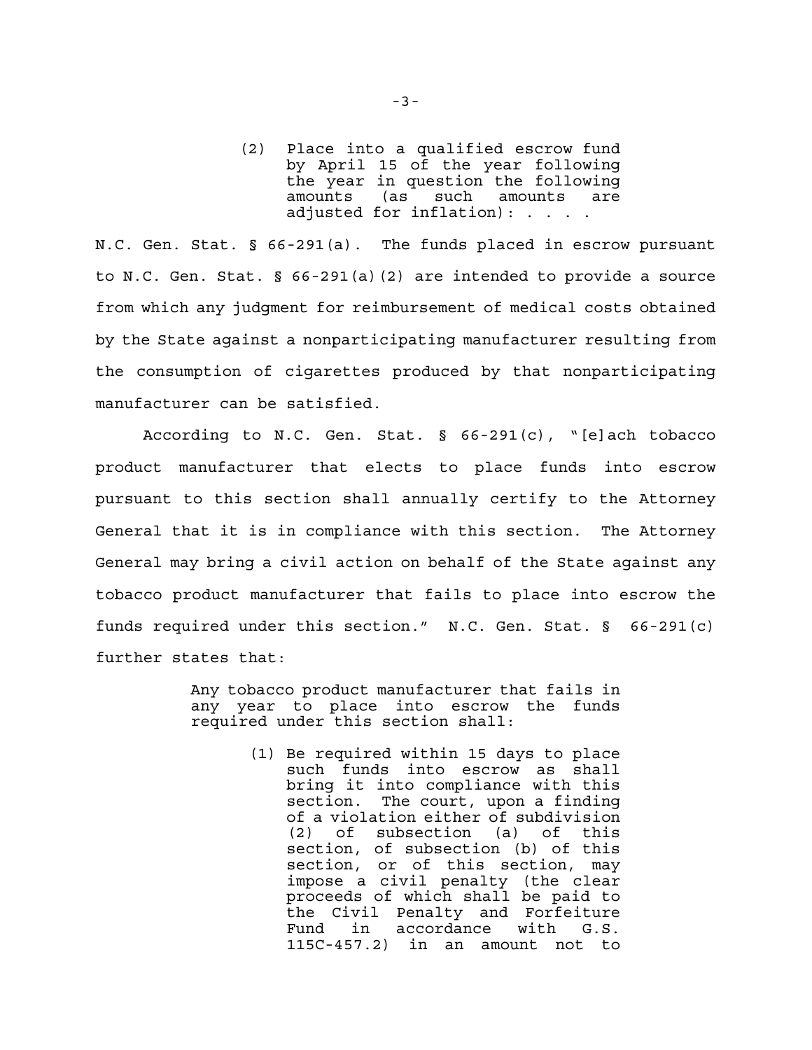> (2) Place into a qualified escrow fund by April 15 of the year following the year in question the following amounts (as such amounts are adjusted for inflation): . . . .

N.C. Gen. Stat. § 66-291(a). The funds placed in escrow pursuant to N.C. Gen. Stat. § 66-291(a)(2) are intended to provide a source from which any judgment for reimbursement of medical costs obtained by the State against a nonparticipating manufacturer resulting from the consumption of cigarettes produced by that nonparticipating manufacturer can be satisfied.

According to N.C. Gen. Stat. § 66-291(c), "[e]ach tobacco product manufacturer that elects to place funds into escrow pursuant to this section shall annually certify to the Attorney General that it is in compliance with this section. The Attorney General may bring a civil action on behalf of the State against any tobacco product manufacturer that fails to place into escrow the funds required under this section." N.C. Gen. Stat. § 66-291(c) further states that:

> Any tobacco product manufacturer that fails in any year to place into escrow the funds required under this section shall:
>
> (1) Be required within 15 days to place such funds into escrow as shall bring it into compliance with this section. The court, upon a finding of a violation either of subdivision (2) of subsection (a) of this section, of subsection (b) of this section, or of this section, may impose a civil penalty (the clear proceeds of which shall be paid to the Civil Penalty and Forfeiture Fund in accordance with G.S. 115C-457.2) in an amount not to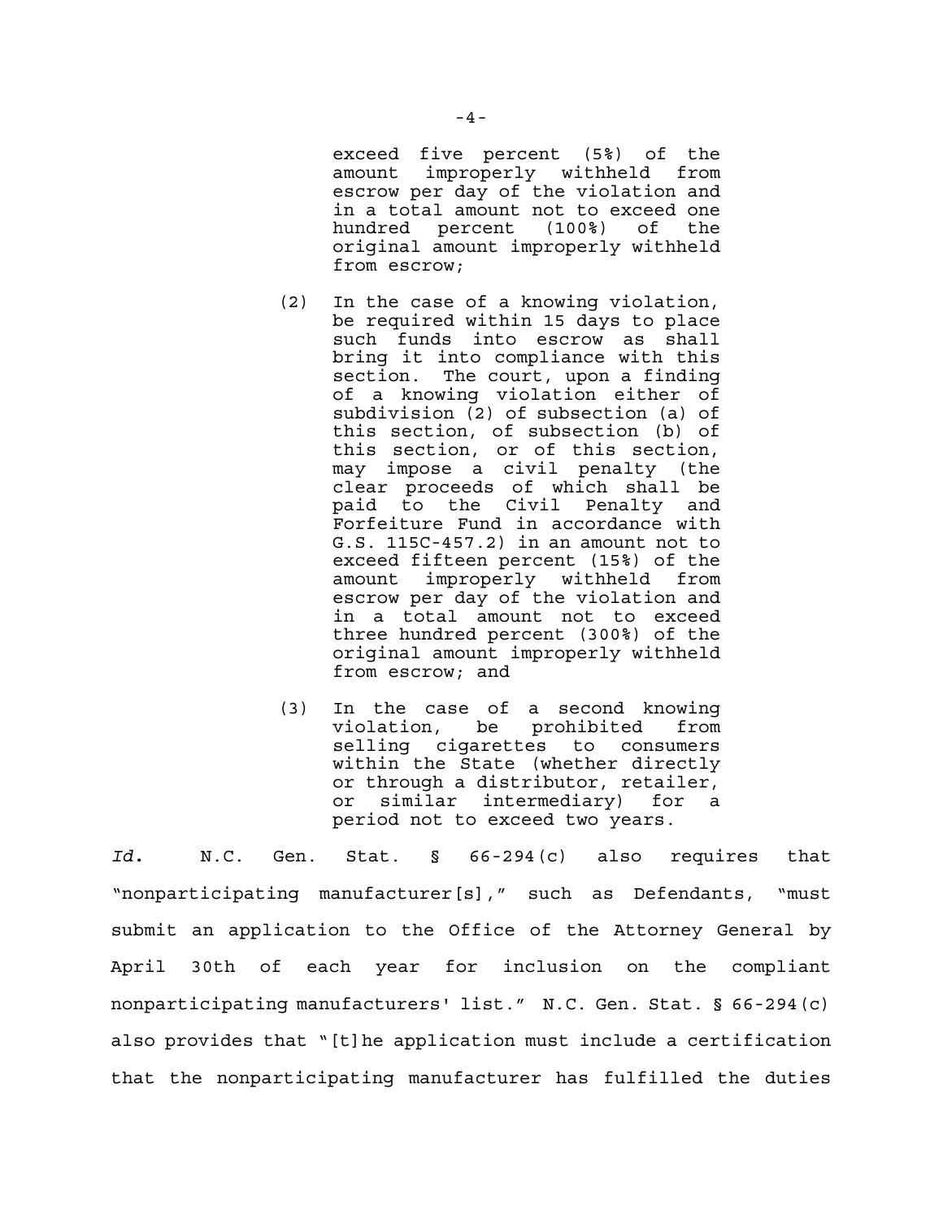> exceed five percent (5%) of the amount improperly withheld from escrow per day of the violation and in a total amount not to exceed one hundred percent (100%) of the original amount improperly withheld from escrow;
>
> (2) In the case of a knowing violation, be required within 15 days to place such funds into escrow as shall bring it into compliance with this section. The court, upon a finding of a knowing violation either of subdivision (2) of subsection (a) of this section, of subsection (b) of this section, or of this section, may impose a civil penalty (the clear proceeds of which shall be paid to the Civil Penalty and Forfeiture Fund in accordance with G.S. 115C-457.2) in an amount not to exceed fifteen percent (15%) of the amount improperly withheld from escrow per day of the violation and in a total amount not to exceed three hundred percent (300%) of the original amount improperly withheld from escrow; and
>
> (3) In the case of a second knowing violation, be prohibited from selling cigarettes to consumers within the State (whether directly or through a distributor, retailer, or similar intermediary) for a period not to exceed two years.

*Id.* N.C. Gen. Stat. § 66-294(c) also requires that "nonparticipating manufacturer[s]," such as Defendants, "must submit an application to the Office of the Attorney General by April 30th of each year for inclusion on the compliant nonparticipating manufacturers' list." N.C. Gen. Stat. § 66-294(c) also provides that "[t]he application must include a certification that the nonparticipating manufacturer has fulfilled the duties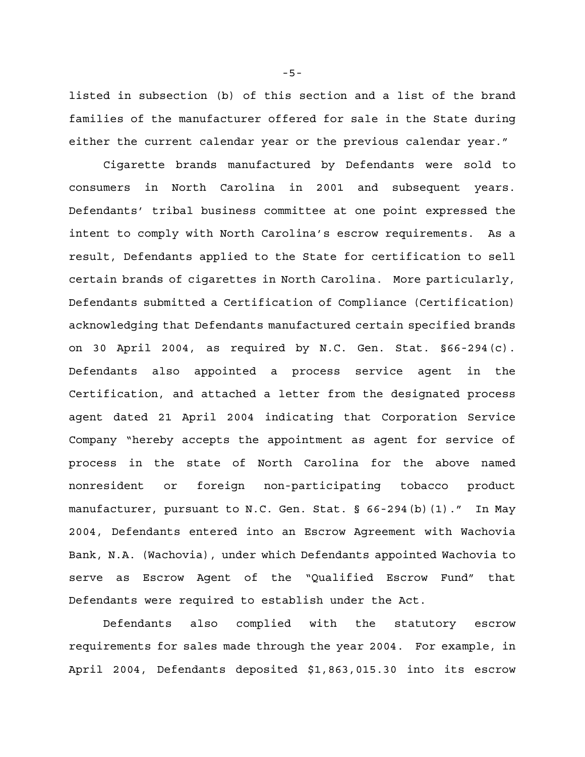listed in subsection (b) of this section and a list of the brand families of the manufacturer offered for sale in the State during either the current calendar year or the previous calendar year."

Cigarette brands manufactured by Defendants were sold to consumers in North Carolina in 2001 and subsequent years. Defendants' tribal business committee at one point expressed the intent to comply with North Carolina's escrow requirements. As a result, Defendants applied to the State for certification to sell certain brands of cigarettes in North Carolina. More particularly, Defendants submitted a Certification of Compliance (Certification) acknowledging that Defendants manufactured certain specified brands on 30 April 2004, as required by N.C. Gen. Stat. §66-294(c). Defendants also appointed a process service agent in the Certification, and attached a letter from the designated process agent dated 21 April 2004 indicating that Corporation Service Company "hereby accepts the appointment as agent for service of process in the state of North Carolina for the above named nonresident or foreign non-participating tobacco product manufacturer, pursuant to N.C. Gen. Stat. § 66-294(b)(1)." In May 2004, Defendants entered into an Escrow Agreement with Wachovia Bank, N.A. (Wachovia), under which Defendants appointed Wachovia to serve as Escrow Agent of the "Qualified Escrow Fund" that Defendants were required to establish under the Act.

Defendants also complied with the statutory escrow requirements for sales made through the year 2004. For example, in April 2004, Defendants deposited $1,863,015.30 into its escrow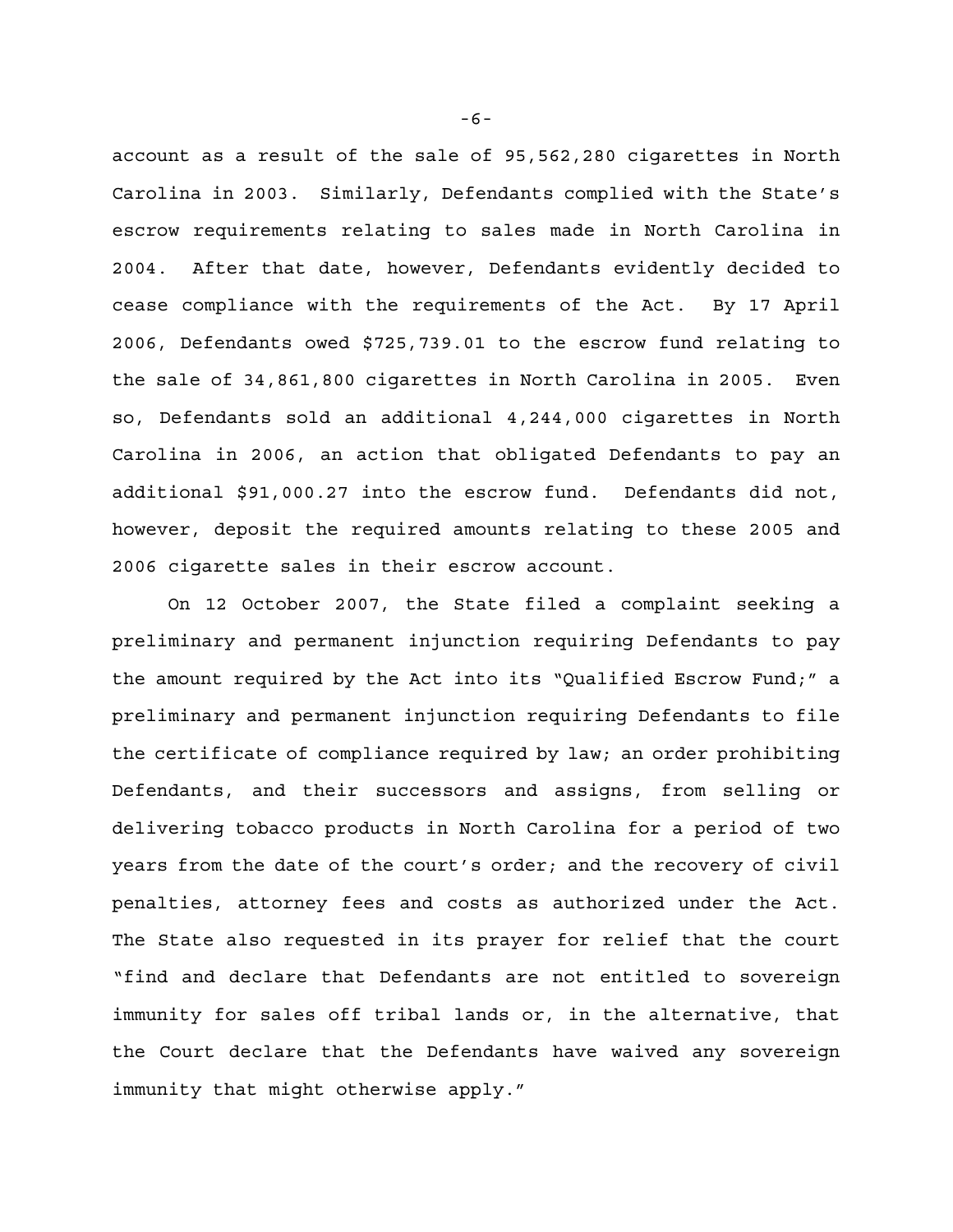account as a result of the sale of 95,562,280 cigarettes in North Carolina in 2003. Similarly, Defendants complied with the State's escrow requirements relating to sales made in North Carolina in 2004. After that date, however, Defendants evidently decided to cease compliance with the requirements of the Act. By 17 April 2006, Defendants owed $725,739.01 to the escrow fund relating to the sale of 34,861,800 cigarettes in North Carolina in 2005. Even so, Defendants sold an additional 4,244,000 cigarettes in North Carolina in 2006, an action that obligated Defendants to pay an additional $91,000.27 into the escrow fund. Defendants did not, however, deposit the required amounts relating to these 2005 and 2006 cigarette sales in their escrow account.

On 12 October 2007, the State filed a complaint seeking a preliminary and permanent injunction requiring Defendants to pay the amount required by the Act into its "Qualified Escrow Fund;" a preliminary and permanent injunction requiring Defendants to file the certificate of compliance required by law; an order prohibiting Defendants, and their successors and assigns, from selling or delivering tobacco products in North Carolina for a period of two years from the date of the court's order; and the recovery of civil penalties, attorney fees and costs as authorized under the Act. The State also requested in its prayer for relief that the court "find and declare that Defendants are not entitled to sovereign immunity for sales off tribal lands or, in the alternative, that the Court declare that the Defendants have waived any sovereign immunity that might otherwise apply."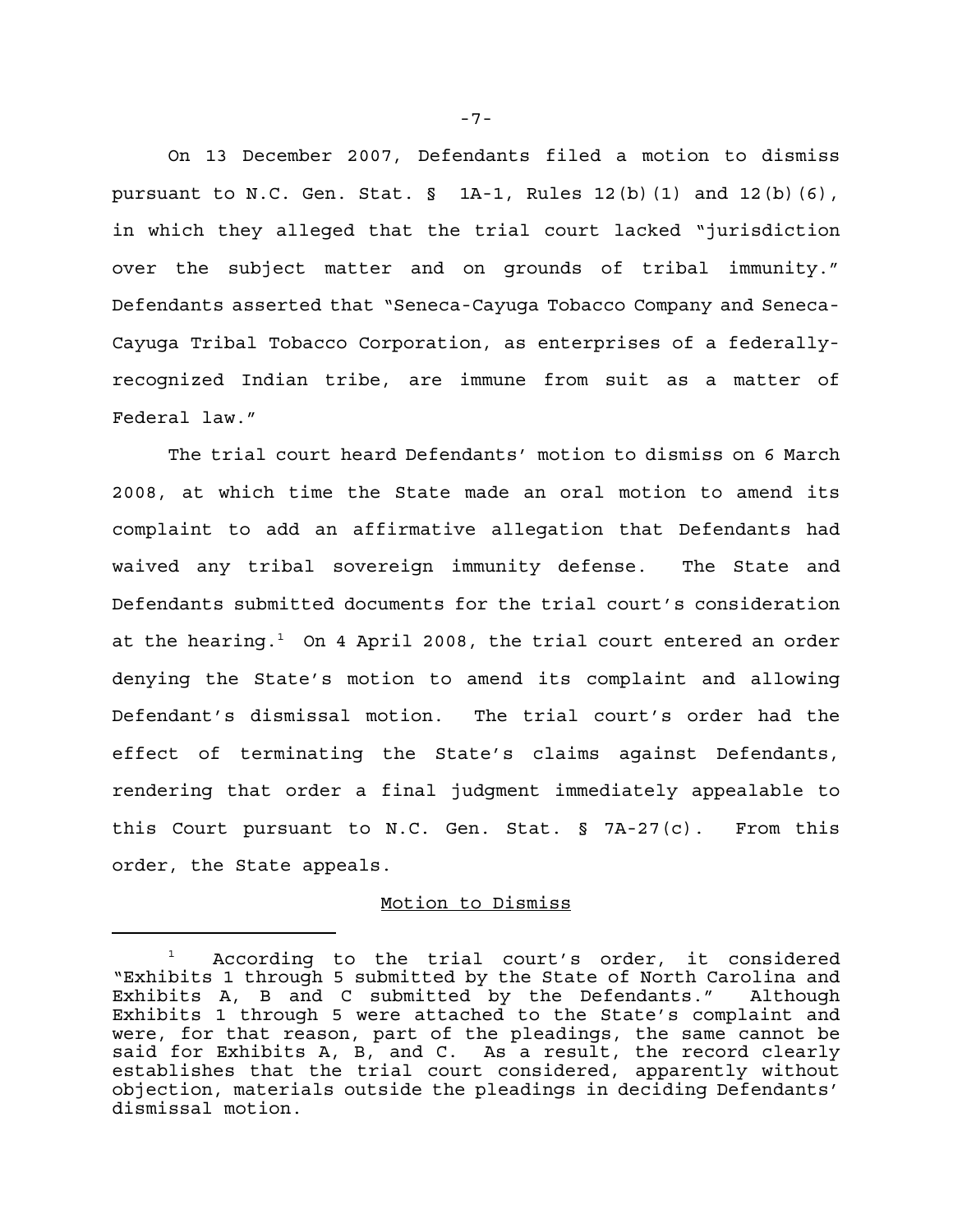On 13 December 2007, Defendants filed a motion to dismiss pursuant to N.C. Gen. Stat. § 1A-1, Rules 12(b)(1) and 12(b)(6), in which they alleged that the trial court lacked "jurisdiction over the subject matter and on grounds of tribal immunity." Defendants asserted that "Seneca-Cayuga Tobacco Company and Seneca-Cayuga Tribal Tobacco Corporation, as enterprises of a federally-recognized Indian tribe, are immune from suit as a matter of Federal law."

The trial court heard Defendants' motion to dismiss on 6 March 2008, at which time the State made an oral motion to amend its complaint to add an affirmative allegation that Defendants had waived any tribal sovereign immunity defense. The State and Defendants submitted documents for the trial court's consideration at the hearing.[1] On 4 April 2008, the trial court entered an order denying the State's motion to amend its complaint and allowing Defendant's dismissal motion. The trial court's order had the effect of terminating the State's claims against Defendants, rendering that order a final judgment immediately appealable to this Court pursuant to N.C. Gen. Stat. § 7A-27(c). From this order, the State appeals.

Motion to Dismiss

[1] According to the trial court's order, it considered "Exhibits 1 through 5 submitted by the State of North Carolina and Exhibits A, B and C submitted by the Defendants." Although Exhibits 1 through 5 were attached to the State's complaint and were, for that reason, part of the pleadings, the same cannot be said for Exhibits A, B, and C. As a result, the record clearly establishes that the trial court considered, apparently without objection, materials outside the pleadings in deciding Defendants' dismissal motion.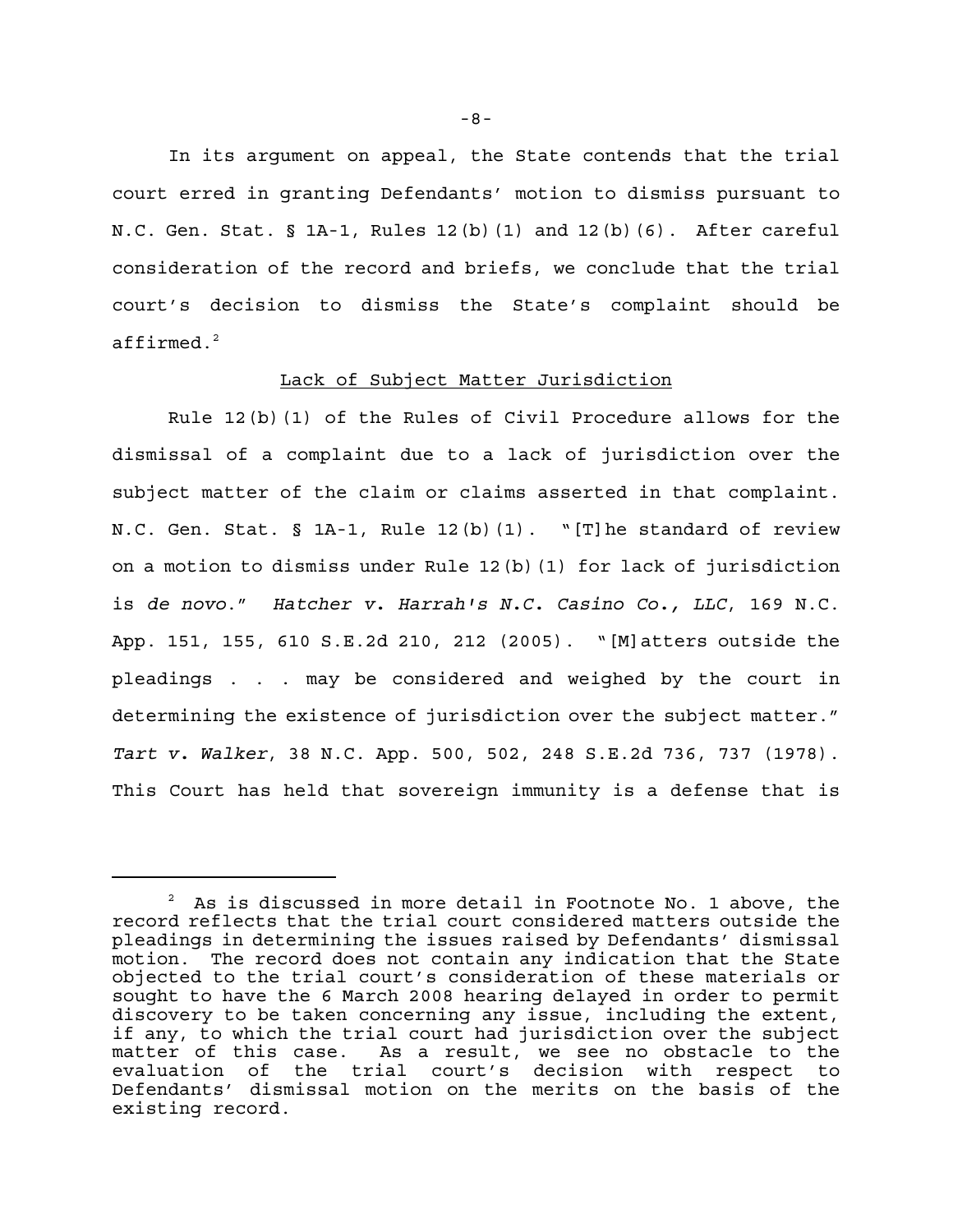In its argument on appeal, the State contends that the trial court erred in granting Defendants' motion to dismiss pursuant to N.C. Gen. Stat. § 1A-1, Rules 12(b)(1) and 12(b)(6). After careful consideration of the record and briefs, we conclude that the trial court's decision to dismiss the State's complaint should be affirmed.[2]

Lack of Subject Matter Jurisdiction

Rule 12(b)(1) of the Rules of Civil Procedure allows for the dismissal of a complaint due to a lack of jurisdiction over the subject matter of the claim or claims asserted in that complaint. N.C. Gen. Stat. § 1A-1, Rule 12(b)(1). "[T]he standard of review on a motion to dismiss under Rule 12(b)(1) for lack of jurisdiction is *de novo*." *Hatcher v. Harrah's N.C. Casino Co., LLC*, 169 N.C. App. 151, 155, 610 S.E.2d 210, 212 (2005). "[M]atters outside the pleadings . . . may be considered and weighed by the court in determining the existence of jurisdiction over the subject matter." *Tart v. Walker*, 38 N.C. App. 500, 502, 248 S.E.2d 736, 737 (1978). This Court has held that sovereign immunity is a defense that is

[2] As is discussed in more detail in Footnote No. 1 above, the record reflects that the trial court considered matters outside the pleadings in determining the issues raised by Defendants' dismissal motion. The record does not contain any indication that the State objected to the trial court's consideration of these materials or sought to have the 6 March 2008 hearing delayed in order to permit discovery to be taken concerning any issue, including the extent, if any, to which the trial court had jurisdiction over the subject matter of this case. As a result, we see no obstacle to the evaluation of the trial court's decision with respect to Defendants' dismissal motion on the merits on the basis of the existing record.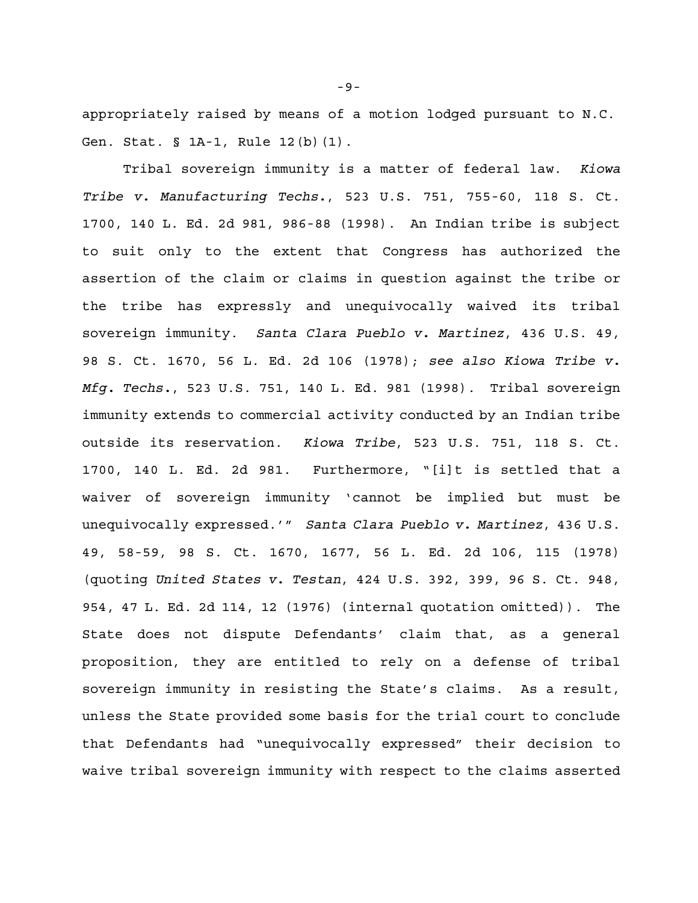appropriately raised by means of a motion lodged pursuant to N.C. Gen. Stat. § 1A-1, Rule 12(b)(1).

Tribal sovereign immunity is a matter of federal law. *Kiowa Tribe v. Manufacturing Techs.*, 523 U.S. 751, 755-60, 118 S. Ct. 1700, 140 L. Ed. 2d 981, 986-88 (1998). An Indian tribe is subject to suit only to the extent that Congress has authorized the assertion of the claim or claims in question against the tribe or the tribe has expressly and unequivocally waived its tribal sovereign immunity. *Santa Clara Pueblo v. Martinez*, 436 U.S. 49, 98 S. Ct. 1670, 56 L. Ed. 2d 106 (1978); *see also Kiowa Tribe v. Mfg. Techs.*, 523 U.S. 751, 140 L. Ed. 981 (1998). Tribal sovereign immunity extends to commercial activity conducted by an Indian tribe outside its reservation. *Kiowa Tribe*, 523 U.S. 751, 118 S. Ct. 1700, 140 L. Ed. 2d 981. Furthermore, "[i]t is settled that a waiver of sovereign immunity 'cannot be implied but must be unequivocally expressed.'" *Santa Clara Pueblo v. Martinez*, 436 U.S. 49, 58-59, 98 S. Ct. 1670, 1677, 56 L. Ed. 2d 106, 115 (1978) (quoting *United States v. Testan*, 424 U.S. 392, 399, 96 S. Ct. 948, 954, 47 L. Ed. 2d 114, 12 (1976) (internal quotation omitted)). The State does not dispute Defendants' claim that, as a general proposition, they are entitled to rely on a defense of tribal sovereign immunity in resisting the State's claims. As a result, unless the State provided some basis for the trial court to conclude that Defendants had "unequivocally expressed" their decision to waive tribal sovereign immunity with respect to the claims asserted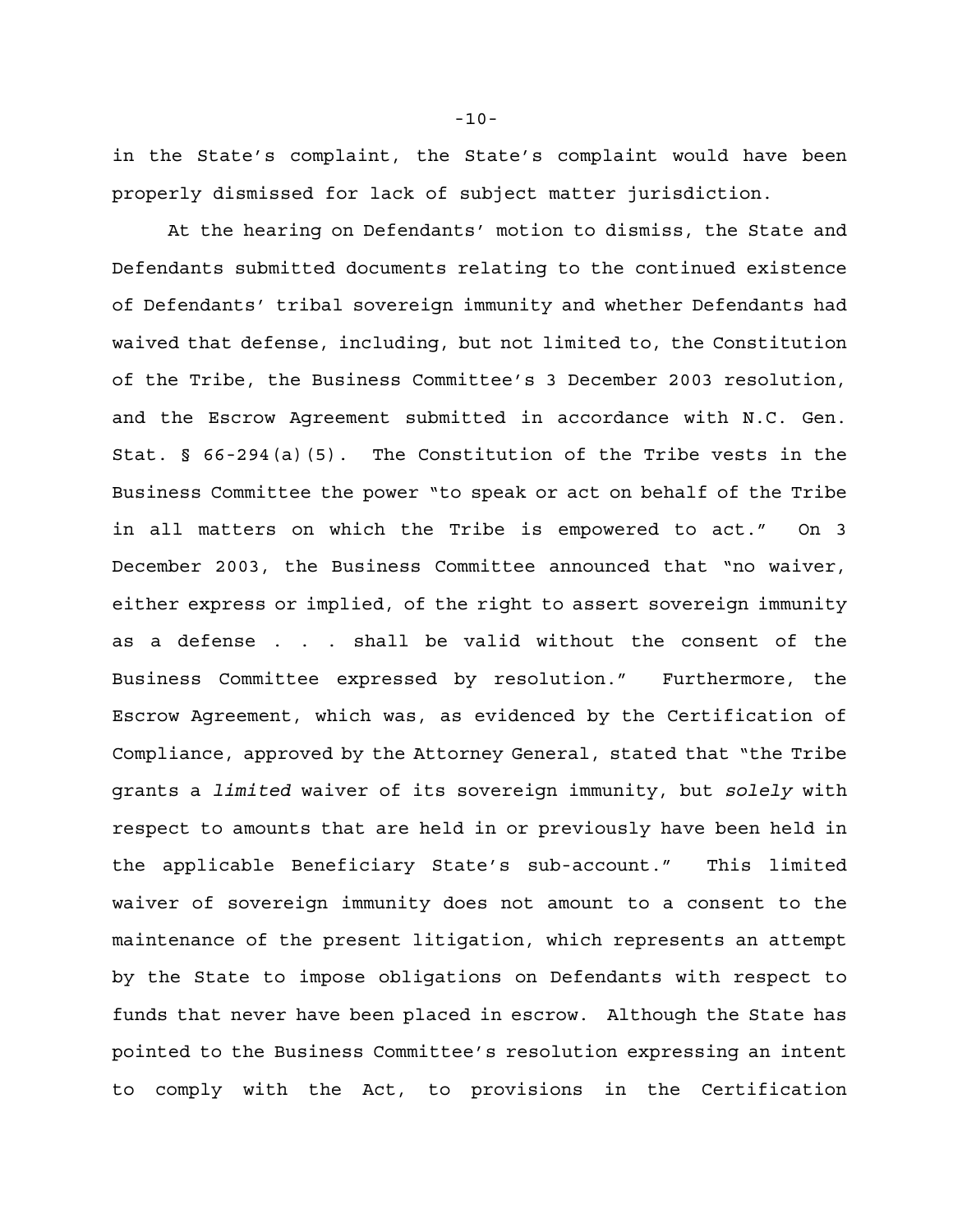in the State's complaint, the State's complaint would have been properly dismissed for lack of subject matter jurisdiction.

At the hearing on Defendants' motion to dismiss, the State and Defendants submitted documents relating to the continued existence of Defendants' tribal sovereign immunity and whether Defendants had waived that defense, including, but not limited to, the Constitution of the Tribe, the Business Committee's 3 December 2003 resolution, and the Escrow Agreement submitted in accordance with N.C. Gen. Stat. § 66-294(a)(5). The Constitution of the Tribe vests in the Business Committee the power "to speak or act on behalf of the Tribe in all matters on which the Tribe is empowered to act." On 3 December 2003, the Business Committee announced that "no waiver, either express or implied, of the right to assert sovereign immunity as a defense . . . shall be valid without the consent of the Business Committee expressed by resolution." Furthermore, the Escrow Agreement, which was, as evidenced by the Certification of Compliance, approved by the Attorney General, stated that "the Tribe grants a *limited* waiver of its sovereign immunity, but *solely* with respect to amounts that are held in or previously have been held in the applicable Beneficiary State's sub-account." This limited waiver of sovereign immunity does not amount to a consent to the maintenance of the present litigation, which represents an attempt by the State to impose obligations on Defendants with respect to funds that never have been placed in escrow. Although the State has pointed to the Business Committee's resolution expressing an intent to comply with the Act, to provisions in the Certification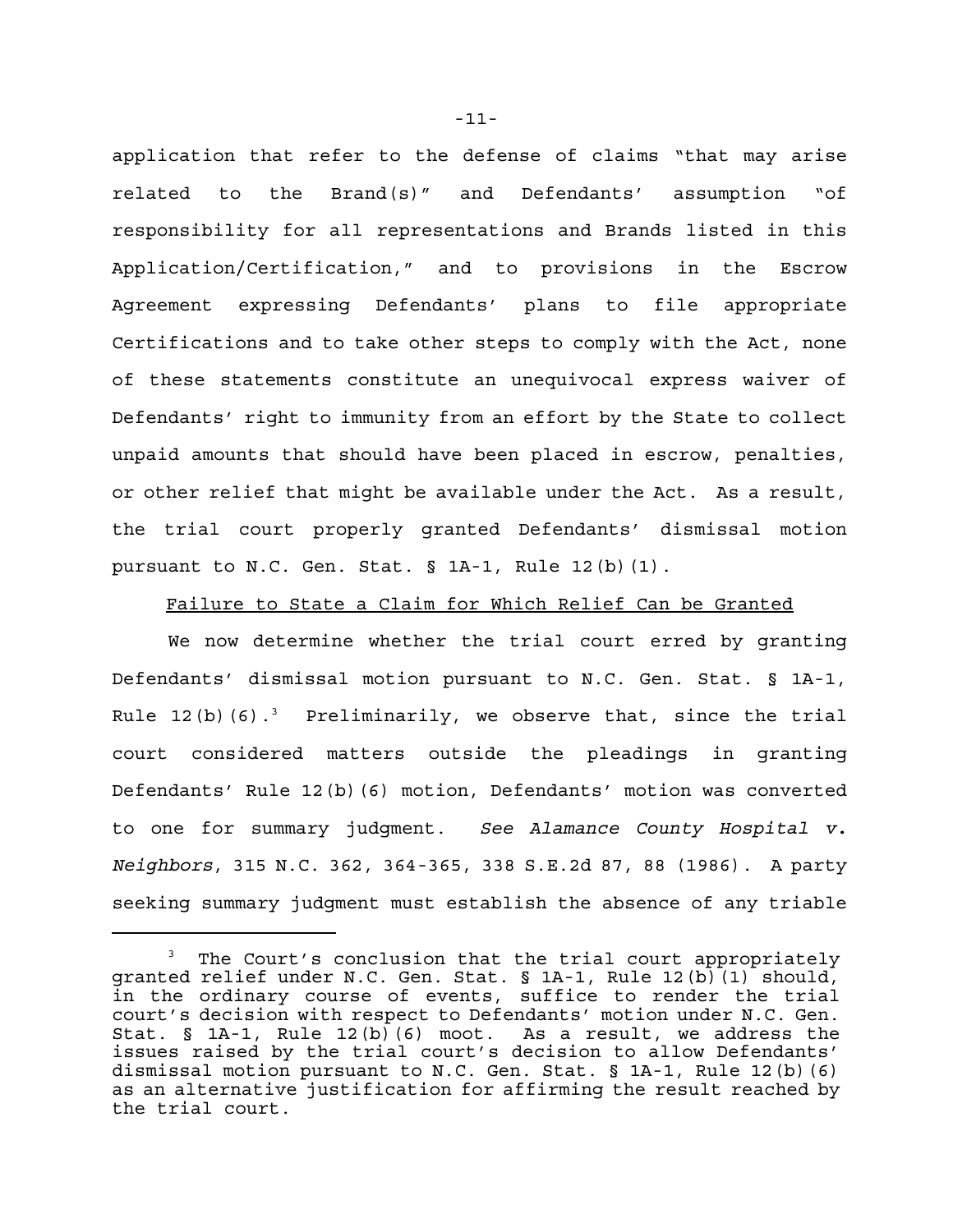application that refer to the defense of claims "that may arise related to the Brand(s)" and Defendants' assumption "of responsibility for all representations and Brands listed in this Application/Certification," and to provisions in the Escrow Agreement expressing Defendants' plans to file appropriate Certifications and to take other steps to comply with the Act, none of these statements constitute an unequivocal express waiver of Defendants' right to immunity from an effort by the State to collect unpaid amounts that should have been placed in escrow, penalties, or other relief that might be available under the Act. As a result, the trial court properly granted Defendants' dismissal motion pursuant to N.C. Gen. Stat. § 1A-1, Rule 12(b)(1).

Failure to State a Claim for Which Relief Can be Granted

We now determine whether the trial court erred by granting Defendants' dismissal motion pursuant to N.C. Gen. Stat. § 1A-1, Rule 12(b)(6).[3] Preliminarily, we observe that, since the trial court considered matters outside the pleadings in granting Defendants' Rule 12(b)(6) motion, Defendants' motion was converted to one for summary judgment. *See Alamance County Hospital v. Neighbors*, 315 N.C. 362, 364-365, 338 S.E.2d 87, 88 (1986). A party seeking summary judgment must establish the absence of any triable

[3] The Court's conclusion that the trial court appropriately granted relief under N.C. Gen. Stat. § 1A-1, Rule 12(b)(1) should, in the ordinary course of events, suffice to render the trial court's decision with respect to Defendants' motion under N.C. Gen. Stat. § 1A-1, Rule 12(b)(6) moot. As a result, we address the issues raised by the trial court's decision to allow Defendants' dismissal motion pursuant to N.C. Gen. Stat. § 1A-1, Rule 12(b)(6) as an alternative justification for affirming the result reached by the trial court.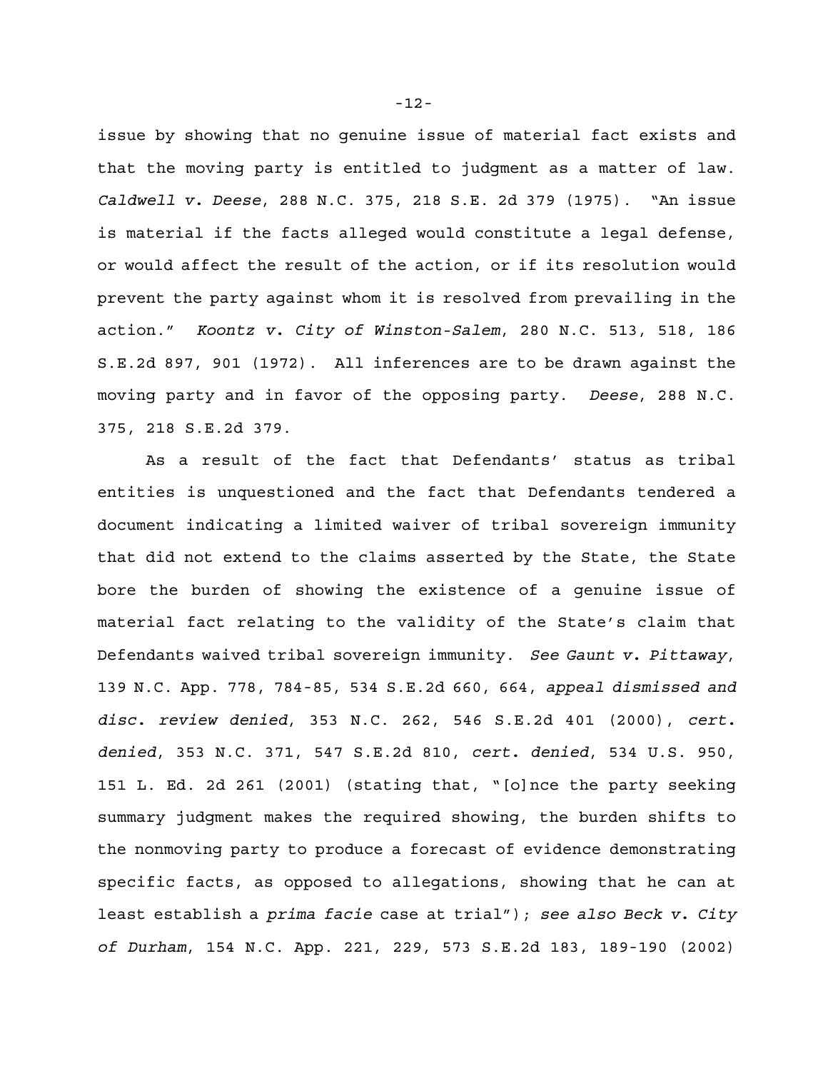issue by showing that no genuine issue of material fact exists and that the moving party is entitled to judgment as a matter of law. *Caldwell v. Deese*, 288 N.C. 375, 218 S.E. 2d 379 (1975). "An issue is material if the facts alleged would constitute a legal defense, or would affect the result of the action, or if its resolution would prevent the party against whom it is resolved from prevailing in the action." *Koontz v. City of Winston-Salem*, 280 N.C. 513, 518, 186 S.E.2d 897, 901 (1972). All inferences are to be drawn against the moving party and in favor of the opposing party. *Deese*, 288 N.C. 375, 218 S.E.2d 379.

As a result of the fact that Defendants' status as tribal entities is unquestioned and the fact that Defendants tendered a document indicating a limited waiver of tribal sovereign immunity that did not extend to the claims asserted by the State, the State bore the burden of showing the existence of a genuine issue of material fact relating to the validity of the State's claim that Defendants waived tribal sovereign immunity. *See Gaunt v. Pittaway*, 139 N.C. App. 778, 784-85, 534 S.E.2d 660, 664, *appeal dismissed and disc. review denied*, 353 N.C. 262, 546 S.E.2d 401 (2000), *cert. denied*, 353 N.C. 371, 547 S.E.2d 810, *cert. denied*, 534 U.S. 950, 151 L. Ed. 2d 261 (2001) (stating that, "[o]nce the party seeking summary judgment makes the required showing, the burden shifts to the nonmoving party to produce a forecast of evidence demonstrating specific facts, as opposed to allegations, showing that he can at least establish a *prima facie* case at trial"); *see also Beck v. City of Durham*, 154 N.C. App. 221, 229, 573 S.E.2d 183, 189-190 (2002)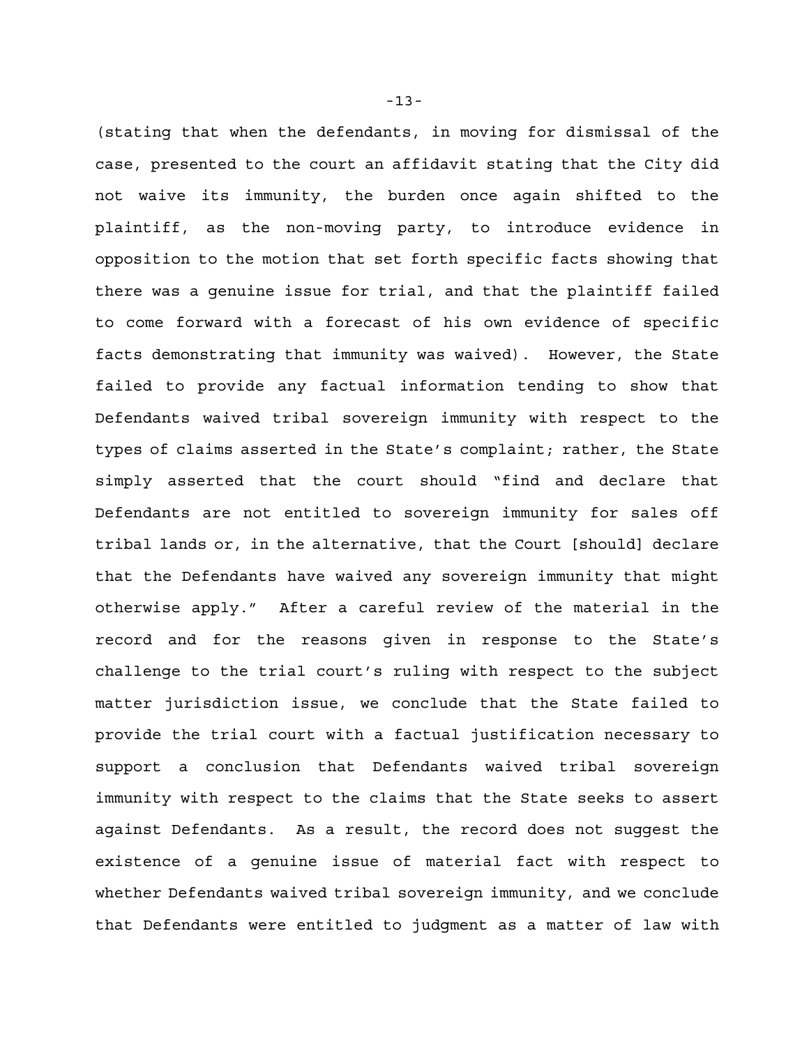(stating that when the defendants, in moving for dismissal of the case, presented to the court an affidavit stating that the City did not waive its immunity, the burden once again shifted to the plaintiff, as the non-moving party, to introduce evidence in opposition to the motion that set forth specific facts showing that there was a genuine issue for trial, and that the plaintiff failed to come forward with a forecast of his own evidence of specific facts demonstrating that immunity was waived). However, the State failed to provide any factual information tending to show that Defendants waived tribal sovereign immunity with respect to the types of claims asserted in the State's complaint; rather, the State simply asserted that the court should "find and declare that Defendants are not entitled to sovereign immunity for sales off tribal lands or, in the alternative, that the Court [should] declare that the Defendants have waived any sovereign immunity that might otherwise apply." After a careful review of the material in the record and for the reasons given in response to the State's challenge to the trial court's ruling with respect to the subject matter jurisdiction issue, we conclude that the State failed to provide the trial court with a factual justification necessary to support a conclusion that Defendants waived tribal sovereign immunity with respect to the claims that the State seeks to assert against Defendants. As a result, the record does not suggest the existence of a genuine issue of material fact with respect to whether Defendants waived tribal sovereign immunity, and we conclude that Defendants were entitled to judgment as a matter of law with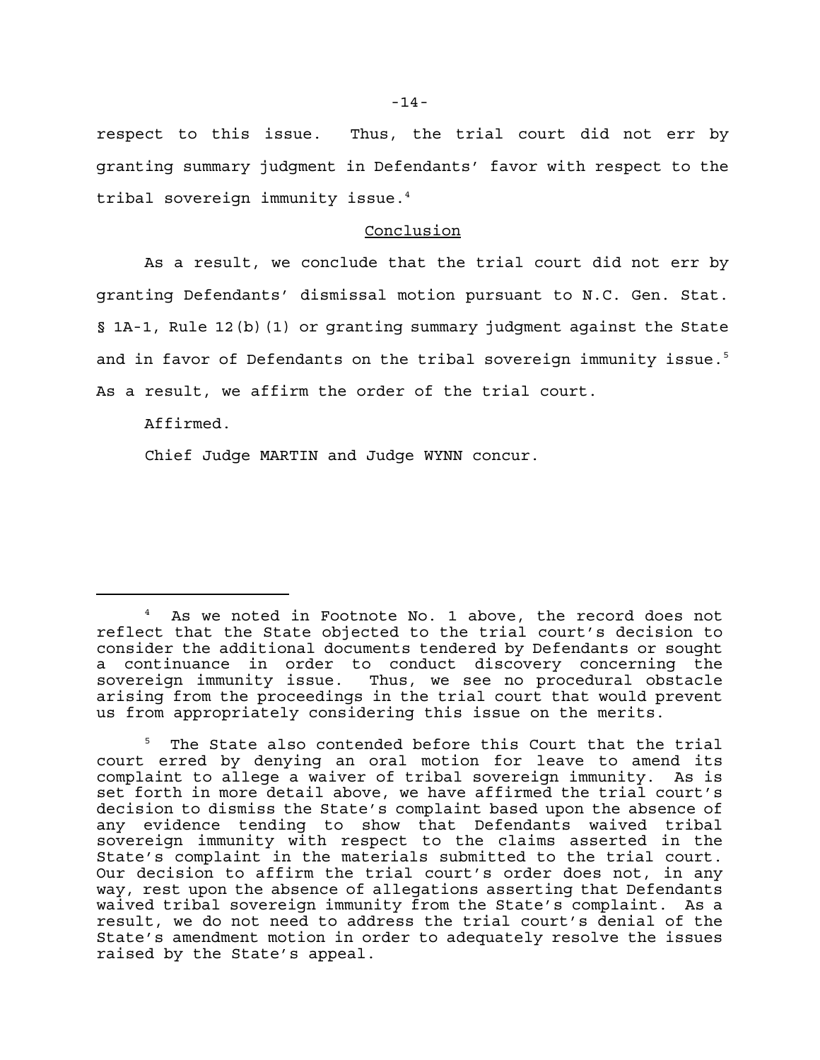respect to this issue. Thus, the trial court did not err by granting summary judgment in Defendants' favor with respect to the tribal sovereign immunity issue.[4]

## Conclusion

As a result, we conclude that the trial court did not err by granting Defendants' dismissal motion pursuant to N.C. Gen. Stat. § 1A-1, Rule 12(b)(1) or granting summary judgment against the State and in favor of Defendants on the tribal sovereign immunity issue.[5] As a result, we affirm the order of the trial court.

Affirmed.

Chief Judge MARTIN and Judge WYNN concur.

---

[4] As we noted in Footnote No. 1 above, the record does not reflect that the State objected to the trial court's decision to consider the additional documents tendered by Defendants or sought a continuance in order to conduct discovery concerning the sovereign immunity issue. Thus, we see no procedural obstacle arising from the proceedings in the trial court that would prevent us from appropriately considering this issue on the merits.

[5] The State also contended before this Court that the trial court erred by denying an oral motion for leave to amend its complaint to allege a waiver of tribal sovereign immunity. As is set forth in more detail above, we have affirmed the trial court's decision to dismiss the State's complaint based upon the absence of any evidence tending to show that Defendants waived tribal sovereign immunity with respect to the claims asserted in the State's complaint in the materials submitted to the trial court. Our decision to affirm the trial court's order does not, in any way, rest upon the absence of allegations asserting that Defendants waived tribal sovereign immunity from the State's complaint. As a result, we do not need to address the trial court's denial of the State's amendment motion in order to adequately resolve the issues raised by the State's appeal.